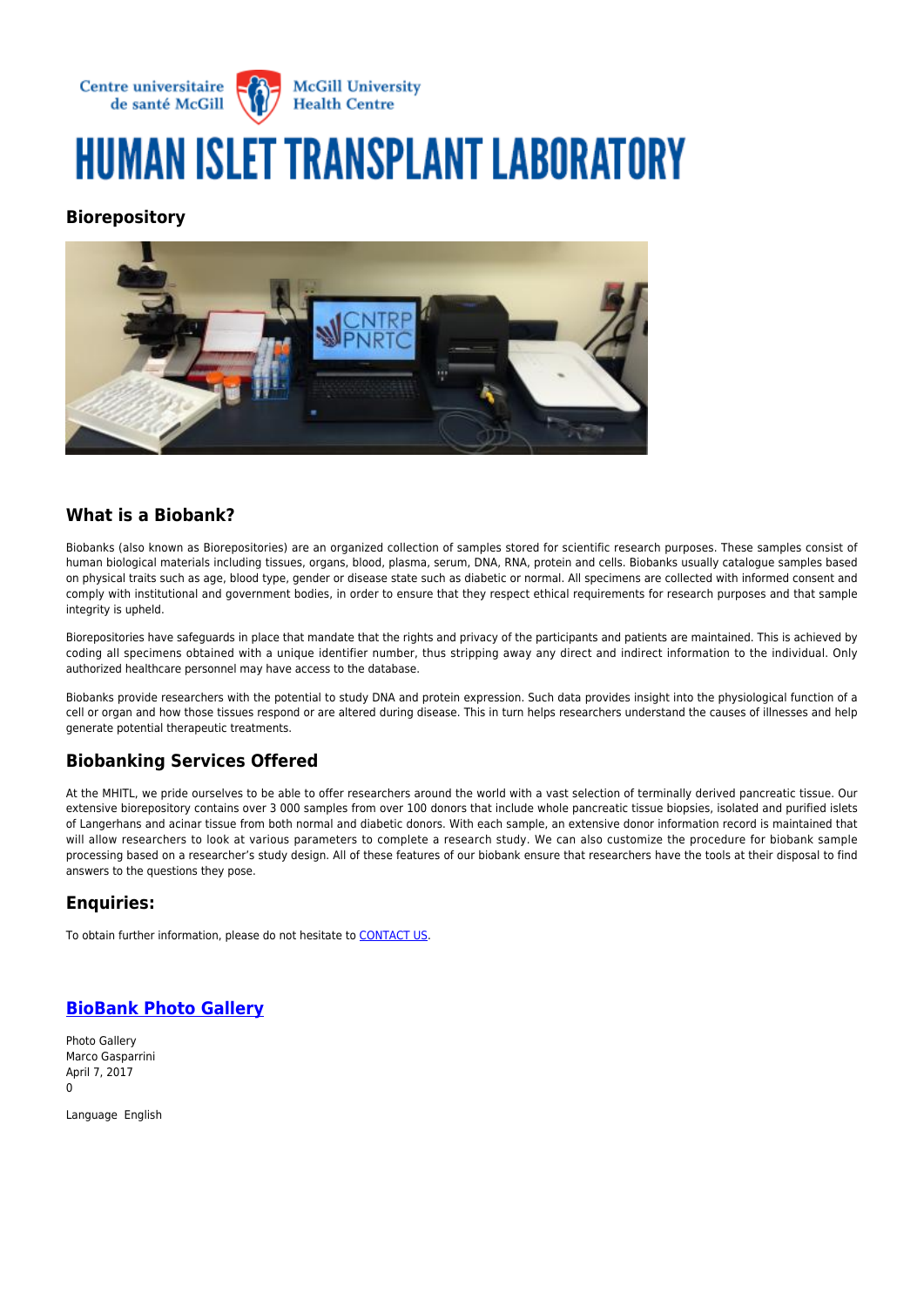Centre universitaire de santé McGill | McGill University Health Centre

# HUMAN ISLET TRANSPLANT LABORATORY

### Biorepository

## What is a Biobank?

Biobanks (also known as Biorepositories) are an organized collection of samples stored for scientific research purposes. These samples consist of human biological materials including tissues, organs, blood, plasma, serum, DNA, RNA, protein and cells. Biobanks usually catalogue samples based on physical traits such as age, blood type, gender or disease state such as diabetic or normal. All specimens are collected with informed consent and comply with institutional and government bodies, in order to ensure that they respect ethical requirements for research purposes and that sample integrity is upheld.

Biorepositories have safeguards in place that mandate that the rights and privacy of the participants and patients are maintained. This is achieved by coding all specimens obtained with a unique identifier number, thus stripping away any direct and indirect information to the individual. Only authorized healthcare personnel may have access to the database.

Biobanks provide researchers with the potential to study DNA and protein expression. Such data provides insight into the physiological function of a cell or organ and how those tissues respond or are altered during disease. This in turn helps researchers understand the causes of illnesses and help generate potential therapeutic treatments.

## Biobanking Services Offered

At the MHITL, we pride ourselves to be able to offer researchers around the world with a vast selection of terminally derived pancreatic tissue. Our extensive biorepository contains over 3 000 samples from over 100 donors that include whole pancreatic tissue biopsies, isolated and purified islets of Langerhans and acinar tissue from both normal and diabetic donors. With each sample, an extensive donor information record is maintained that will allow researchers to look at various parameters to complete a research study. We can also customize the procedure for biobank sample processing based on a researcher's study design. All of these features of our biobank ensure that researchers have the tools at their disposal to find answers to the questions they pose.

## Enquiries:

To obtain further information, please do not hesitate to CONTACT US.

## BioBank Photo Gallery

Photo Gallery
Marco Gasparrini
April 7, 2017
0

Language English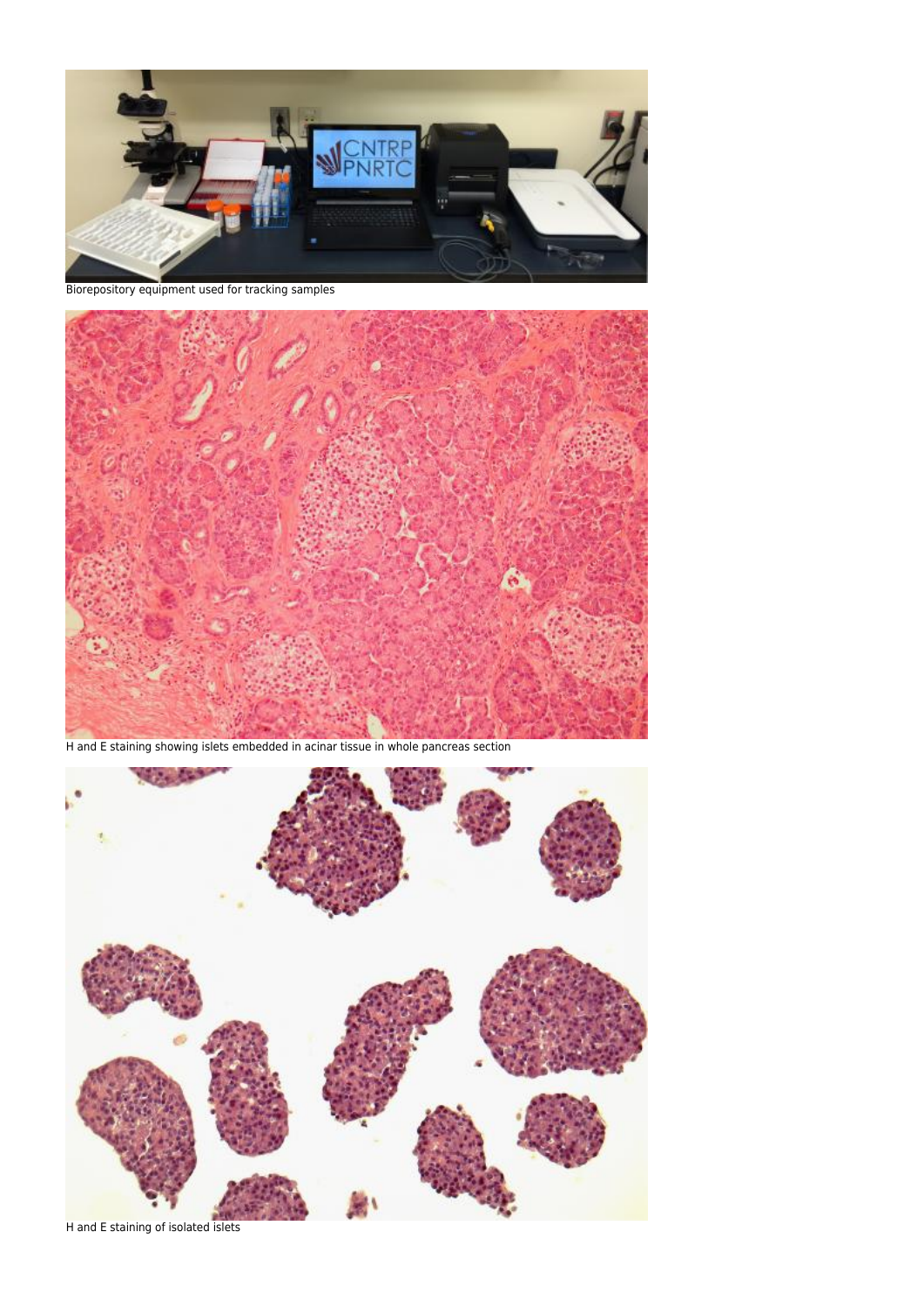Biorepository equipment used for tracking samples

H and E staining showing islets embedded in acinar tissue in whole pancreas section

H and E staining of isolated islets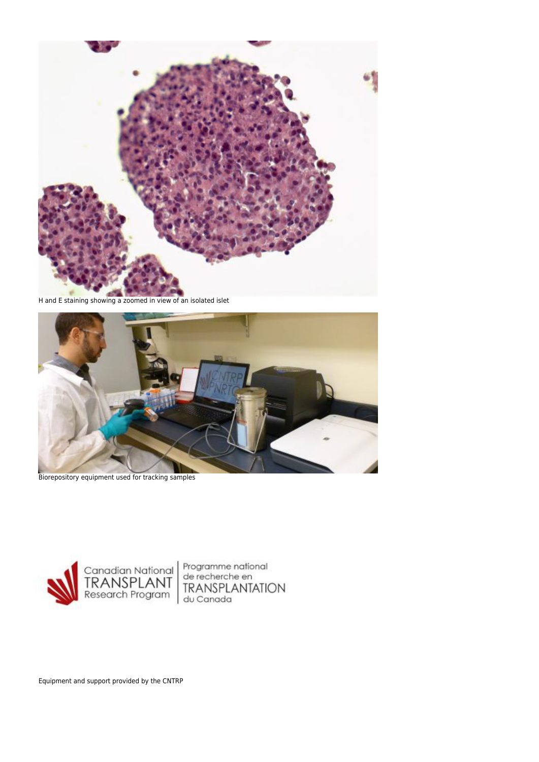H and E staining showing a zoomed in view of an isolated islet

Biorepository equipment used for tracking samples

Equipment and support provided by the CNTRP